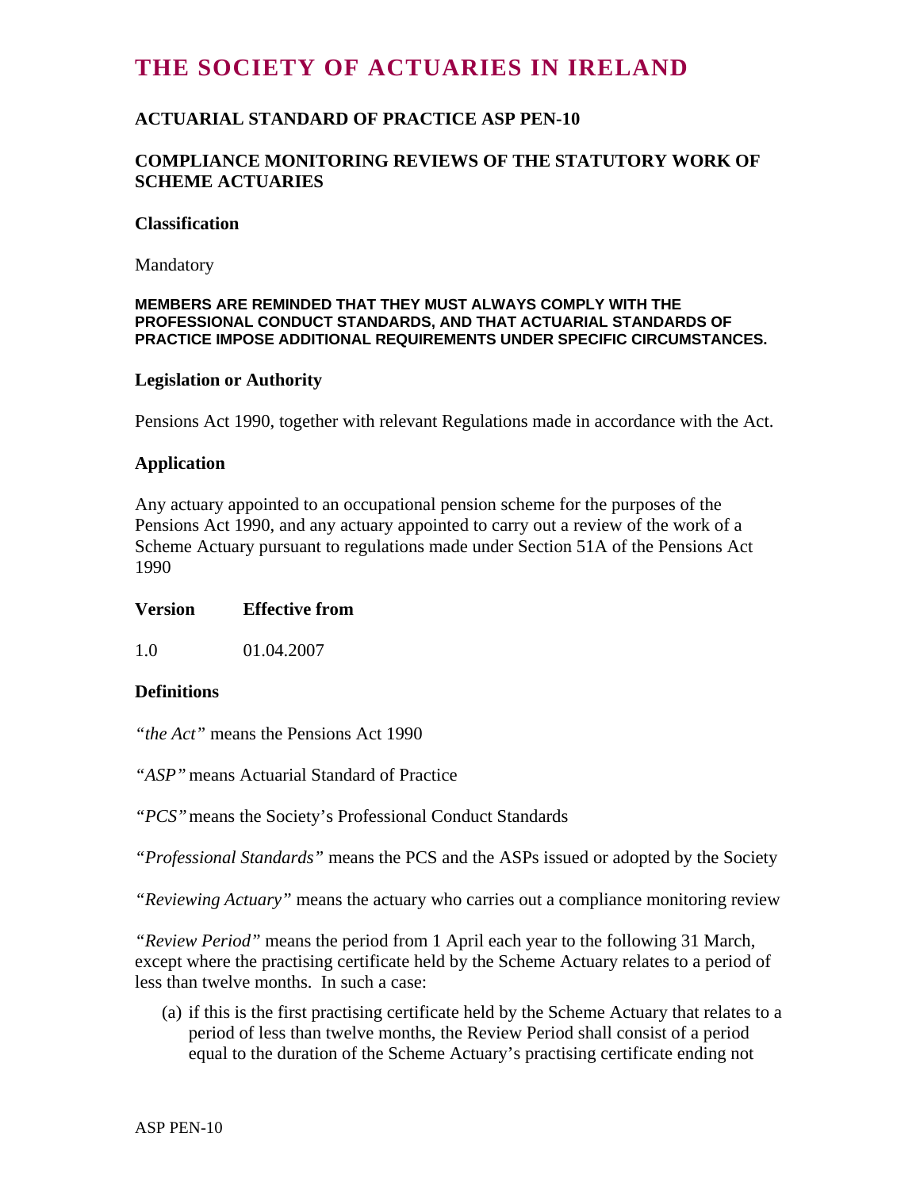# THE SOCIETY OF ACTUARIES IN IRELAND

## ACTUARIAL STANDARD OF PRACTICE ASP PEN-10

## COMPLIANCE MONITORING REVIEWS OF THE STATUTORY WORK OF SCHEME ACTUARIES

### Classification

Mandatory

**MEMBERS ARE REMINDED THAT THEY MUST ALWAYS COMPLY WITH THE PROFESSIONAL CONDUCT STANDARDS, AND THAT ACTUARIAL STANDARDS OF PRACTICE IMPOSE ADDITIONAL REQUIREMENTS UNDER SPECIFIC CIRCUMSTANCES.**

### Legislation or Authority

Pensions Act 1990, together with relevant Regulations made in accordance with the Act.

### Application

Any actuary appointed to an occupational pension scheme for the purposes of the Pensions Act 1990, and any actuary appointed to carry out a review of the work of a Scheme Actuary pursuant to regulations made under Section 51A of the Pensions Act 1990

| Version | Effective from |
|---|---|
| 1.0 | 01.04.2007 |

### Definitions

*"the Act"* means the Pensions Act 1990

*"ASP"* means Actuarial Standard of Practice

*"PCS"* means the Society's Professional Conduct Standards

*"Professional Standards"* means the PCS and the ASPs issued or adopted by the Society

*"Reviewing Actuary"* means the actuary who carries out a compliance monitoring review

*"Review Period"* means the period from 1 April each year to the following 31 March, except where the practising certificate held by the Scheme Actuary relates to a period of less than twelve months. In such a case:

(a) if this is the first practising certificate held by the Scheme Actuary that relates to a period of less than twelve months, the Review Period shall consist of a period equal to the duration of the Scheme Actuary's practising certificate ending not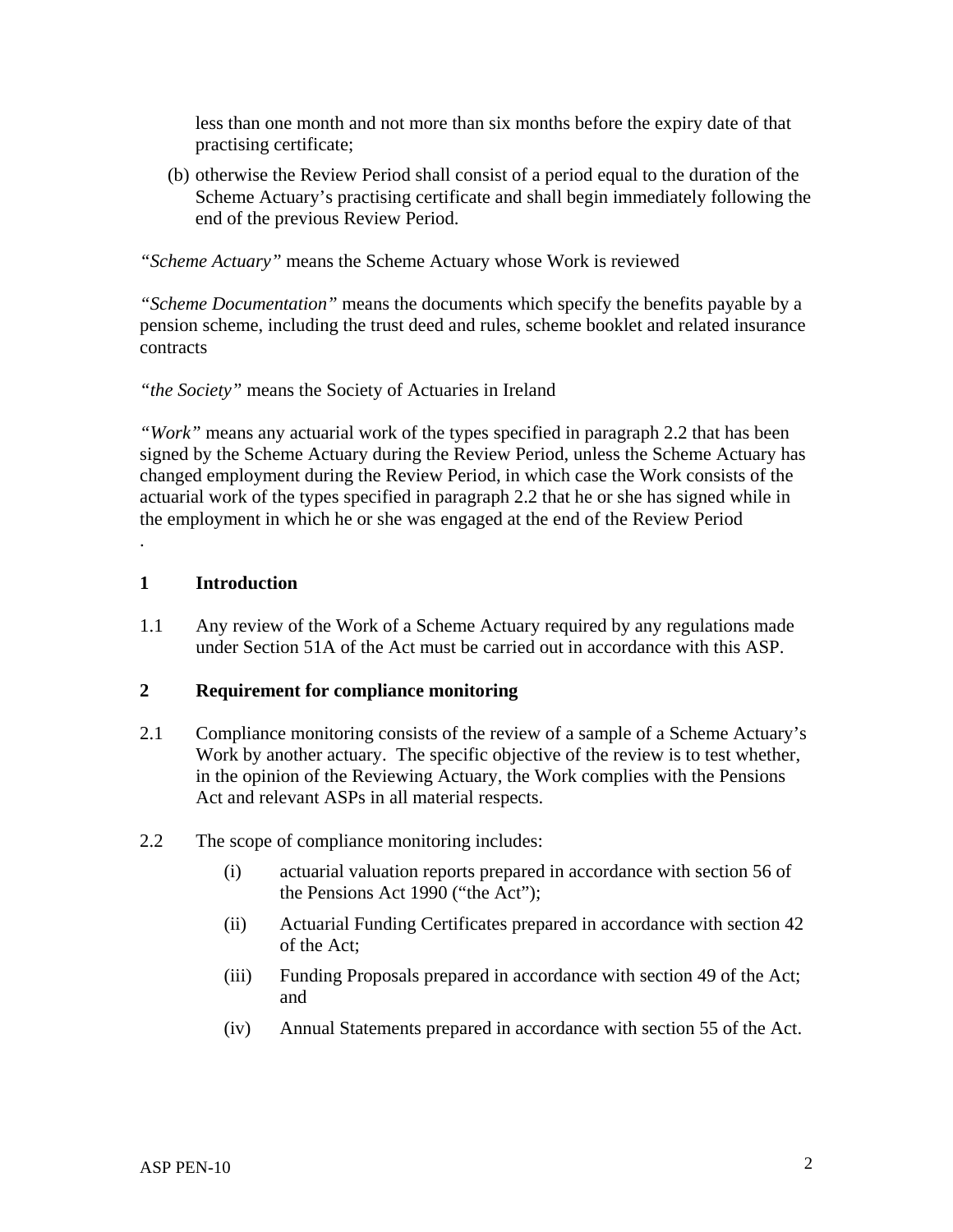less than one month and not more than six months before the expiry date of that practising certificate;

(b) otherwise the Review Period shall consist of a period equal to the duration of the Scheme Actuary's practising certificate and shall begin immediately following the end of the previous Review Period.

*"Scheme Actuary"* means the Scheme Actuary whose Work is reviewed

*"Scheme Documentation"* means the documents which specify the benefits payable by a pension scheme, including the trust deed and rules, scheme booklet and related insurance contracts

*"the Society"* means the Society of Actuaries in Ireland

*"Work"* means any actuarial work of the types specified in paragraph 2.2 that has been signed by the Scheme Actuary during the Review Period, unless the Scheme Actuary has changed employment during the Review Period, in which case the Work consists of the actuarial work of the types specified in paragraph 2.2 that he or she has signed while in the employment in which he or she was engaged at the end of the Review Period

.

## 1 Introduction

1.1 Any review of the Work of a Scheme Actuary required by any regulations made under Section 51A of the Act must be carried out in accordance with this ASP.

## 2 Requirement for compliance monitoring

2.1 Compliance monitoring consists of the review of a sample of a Scheme Actuary's Work by another actuary. The specific objective of the review is to test whether, in the opinion of the Reviewing Actuary, the Work complies with the Pensions Act and relevant ASPs in all material respects.

2.2 The scope of compliance monitoring includes:

(i) actuarial valuation reports prepared in accordance with section 56 of the Pensions Act 1990 ("the Act");

(ii) Actuarial Funding Certificates prepared in accordance with section 42 of the Act;

(iii) Funding Proposals prepared in accordance with section 49 of the Act; and

(iv) Annual Statements prepared in accordance with section 55 of the Act.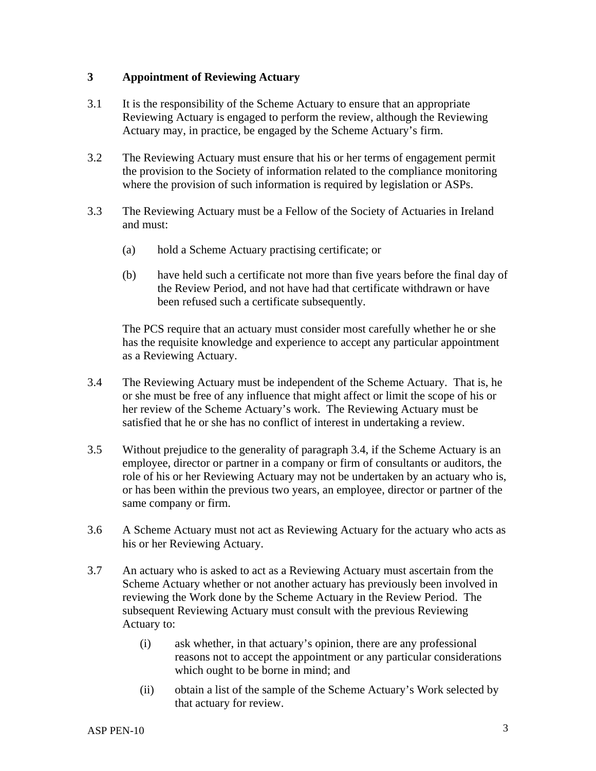## 3 Appointment of Reviewing Actuary

3.1 It is the responsibility of the Scheme Actuary to ensure that an appropriate Reviewing Actuary is engaged to perform the review, although the Reviewing Actuary may, in practice, be engaged by the Scheme Actuary's firm.

3.2 The Reviewing Actuary must ensure that his or her terms of engagement permit the provision to the Society of information related to the compliance monitoring where the provision of such information is required by legislation or ASPs.

3.3 The Reviewing Actuary must be a Fellow of the Society of Actuaries in Ireland and must:

(a) hold a Scheme Actuary practising certificate; or

(b) have held such a certificate not more than five years before the final day of the Review Period, and not have had that certificate withdrawn or have been refused such a certificate subsequently.

The PCS require that an actuary must consider most carefully whether he or she has the requisite knowledge and experience to accept any particular appointment as a Reviewing Actuary.

3.4 The Reviewing Actuary must be independent of the Scheme Actuary. That is, he or she must be free of any influence that might affect or limit the scope of his or her review of the Scheme Actuary's work. The Reviewing Actuary must be satisfied that he or she has no conflict of interest in undertaking a review.

3.5 Without prejudice to the generality of paragraph 3.4, if the Scheme Actuary is an employee, director or partner in a company or firm of consultants or auditors, the role of his or her Reviewing Actuary may not be undertaken by an actuary who is, or has been within the previous two years, an employee, director or partner of the same company or firm.

3.6 A Scheme Actuary must not act as Reviewing Actuary for the actuary who acts as his or her Reviewing Actuary.

3.7 An actuary who is asked to act as a Reviewing Actuary must ascertain from the Scheme Actuary whether or not another actuary has previously been involved in reviewing the Work done by the Scheme Actuary in the Review Period. The subsequent Reviewing Actuary must consult with the previous Reviewing Actuary to:

(i) ask whether, in that actuary's opinion, there are any professional reasons not to accept the appointment or any particular considerations which ought to be borne in mind; and

(ii) obtain a list of the sample of the Scheme Actuary's Work selected by that actuary for review.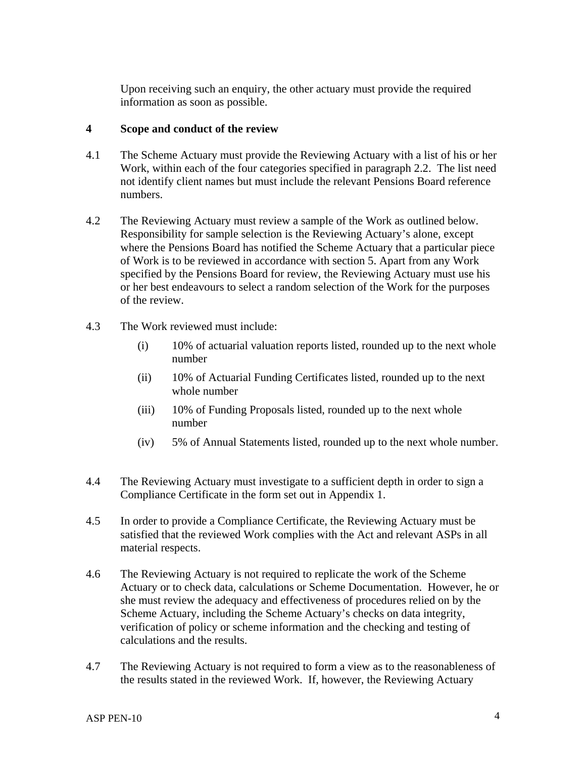Upon receiving such an enquiry, the other actuary must provide the required information as soon as possible.

## 4 Scope and conduct of the review

4.1 The Scheme Actuary must provide the Reviewing Actuary with a list of his or her Work, within each of the four categories specified in paragraph 2.2. The list need not identify client names but must include the relevant Pensions Board reference numbers.

4.2 The Reviewing Actuary must review a sample of the Work as outlined below. Responsibility for sample selection is the Reviewing Actuary's alone, except where the Pensions Board has notified the Scheme Actuary that a particular piece of Work is to be reviewed in accordance with section 5. Apart from any Work specified by the Pensions Board for review, the Reviewing Actuary must use his or her best endeavours to select a random selection of the Work for the purposes of the review.

4.3 The Work reviewed must include:

- (i) 10% of actuarial valuation reports listed, rounded up to the next whole number
- (ii) 10% of Actuarial Funding Certificates listed, rounded up to the next whole number
- (iii) 10% of Funding Proposals listed, rounded up to the next whole number
- (iv) 5% of Annual Statements listed, rounded up to the next whole number.

4.4 The Reviewing Actuary must investigate to a sufficient depth in order to sign a Compliance Certificate in the form set out in Appendix 1.

4.5 In order to provide a Compliance Certificate, the Reviewing Actuary must be satisfied that the reviewed Work complies with the Act and relevant ASPs in all material respects.

4.6 The Reviewing Actuary is not required to replicate the work of the Scheme Actuary or to check data, calculations or Scheme Documentation. However, he or she must review the adequacy and effectiveness of procedures relied on by the Scheme Actuary, including the Scheme Actuary's checks on data integrity, verification of policy or scheme information and the checking and testing of calculations and the results.

4.7 The Reviewing Actuary is not required to form a view as to the reasonableness of the results stated in the reviewed Work. If, however, the Reviewing Actuary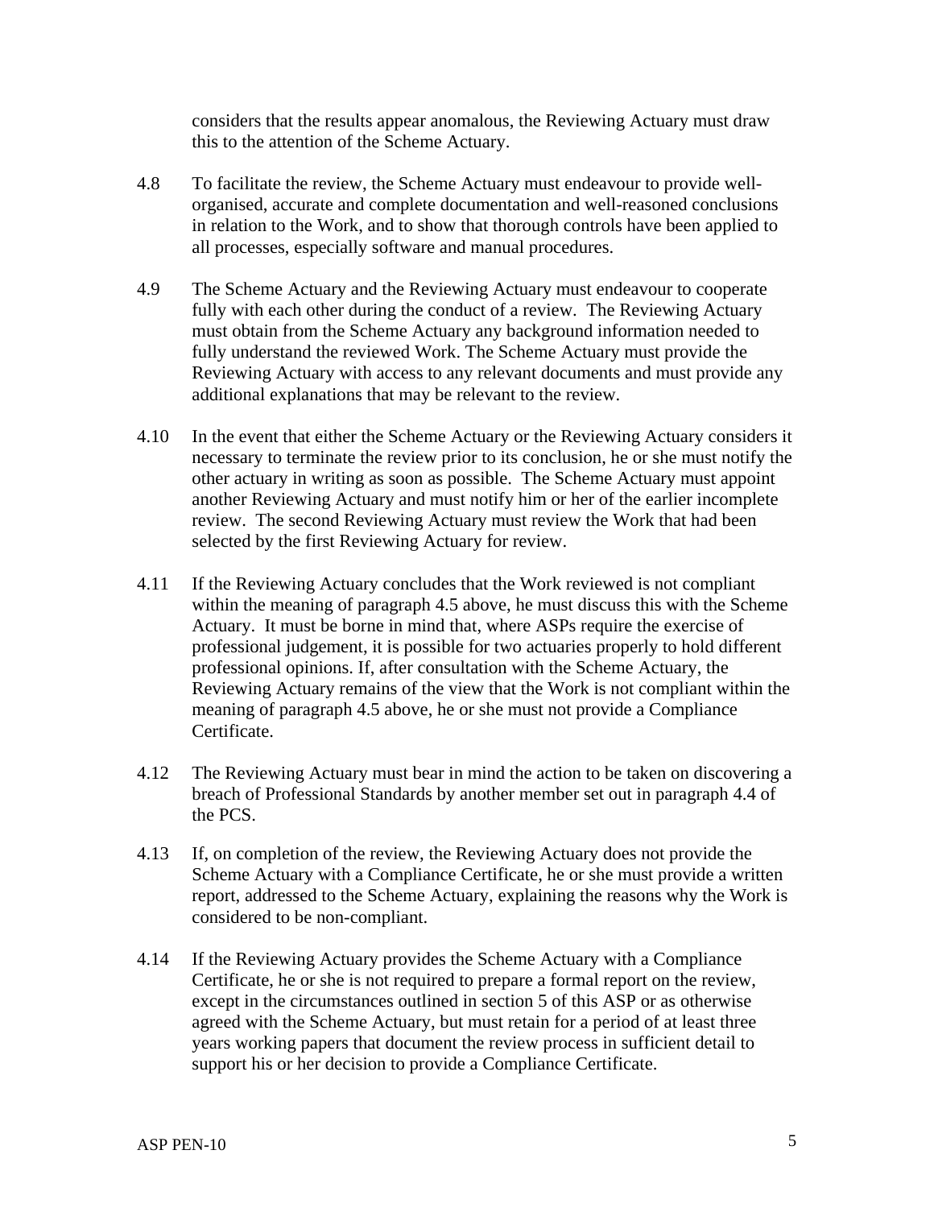considers that the results appear anomalous, the Reviewing Actuary must draw this to the attention of the Scheme Actuary.

4.8 To facilitate the review, the Scheme Actuary must endeavour to provide well-organised, accurate and complete documentation and well-reasoned conclusions in relation to the Work, and to show that thorough controls have been applied to all processes, especially software and manual procedures.

4.9 The Scheme Actuary and the Reviewing Actuary must endeavour to cooperate fully with each other during the conduct of a review. The Reviewing Actuary must obtain from the Scheme Actuary any background information needed to fully understand the reviewed Work. The Scheme Actuary must provide the Reviewing Actuary with access to any relevant documents and must provide any additional explanations that may be relevant to the review.

4.10 In the event that either the Scheme Actuary or the Reviewing Actuary considers it necessary to terminate the review prior to its conclusion, he or she must notify the other actuary in writing as soon as possible. The Scheme Actuary must appoint another Reviewing Actuary and must notify him or her of the earlier incomplete review. The second Reviewing Actuary must review the Work that had been selected by the first Reviewing Actuary for review.

4.11 If the Reviewing Actuary concludes that the Work reviewed is not compliant within the meaning of paragraph 4.5 above, he must discuss this with the Scheme Actuary. It must be borne in mind that, where ASPs require the exercise of professional judgement, it is possible for two actuaries properly to hold different professional opinions. If, after consultation with the Scheme Actuary, the Reviewing Actuary remains of the view that the Work is not compliant within the meaning of paragraph 4.5 above, he or she must not provide a Compliance Certificate.

4.12 The Reviewing Actuary must bear in mind the action to be taken on discovering a breach of Professional Standards by another member set out in paragraph 4.4 of the PCS.

4.13 If, on completion of the review, the Reviewing Actuary does not provide the Scheme Actuary with a Compliance Certificate, he or she must provide a written report, addressed to the Scheme Actuary, explaining the reasons why the Work is considered to be non-compliant.

4.14 If the Reviewing Actuary provides the Scheme Actuary with a Compliance Certificate, he or she is not required to prepare a formal report on the review, except in the circumstances outlined in section 5 of this ASP or as otherwise agreed with the Scheme Actuary, but must retain for a period of at least three years working papers that document the review process in sufficient detail to support his or her decision to provide a Compliance Certificate.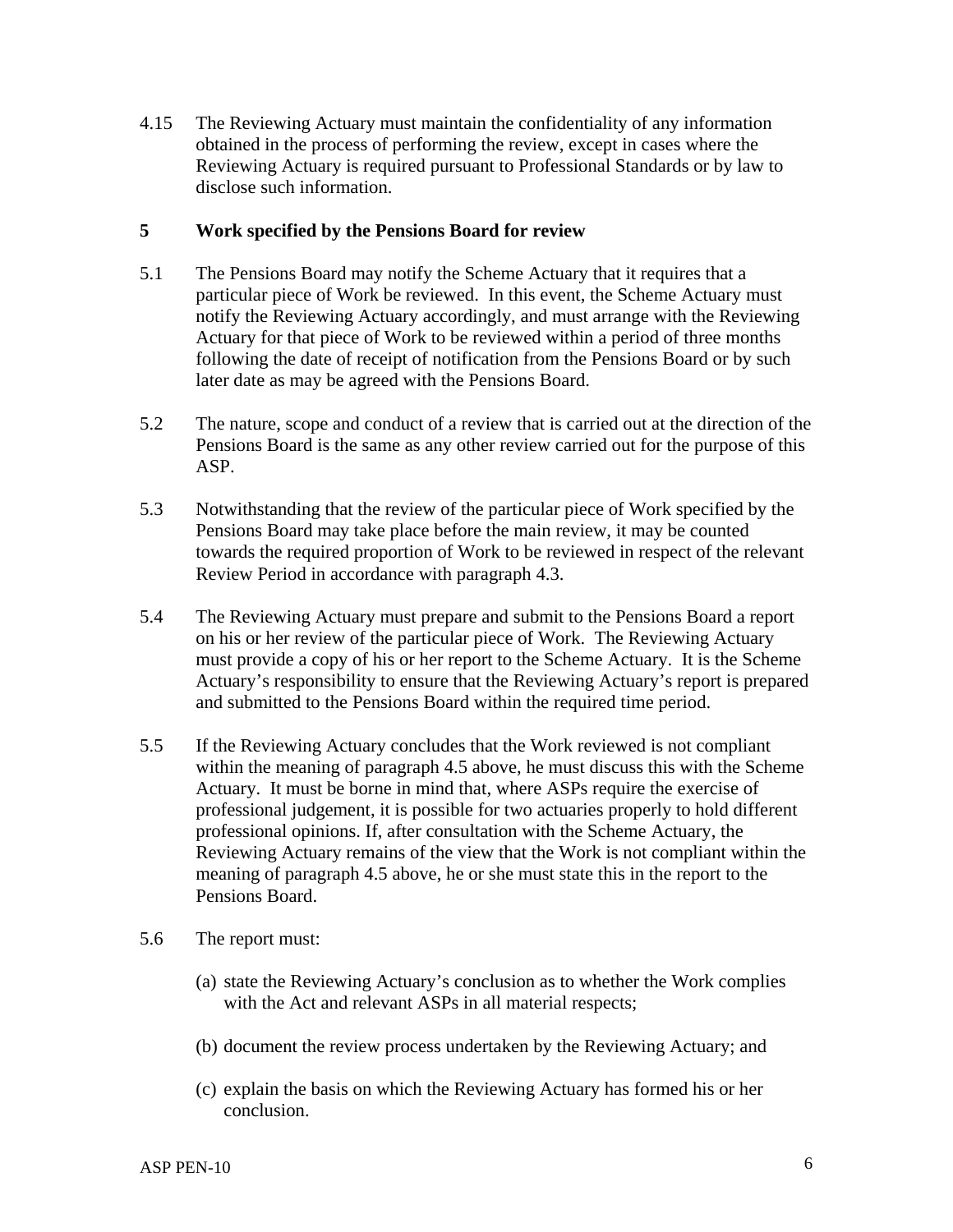4.15 The Reviewing Actuary must maintain the confidentiality of any information obtained in the process of performing the review, except in cases where the Reviewing Actuary is required pursuant to Professional Standards or by law to disclose such information.

## 5 Work specified by the Pensions Board for review

5.1 The Pensions Board may notify the Scheme Actuary that it requires that a particular piece of Work be reviewed. In this event, the Scheme Actuary must notify the Reviewing Actuary accordingly, and must arrange with the Reviewing Actuary for that piece of Work to be reviewed within a period of three months following the date of receipt of notification from the Pensions Board or by such later date as may be agreed with the Pensions Board.

5.2 The nature, scope and conduct of a review that is carried out at the direction of the Pensions Board is the same as any other review carried out for the purpose of this ASP.

5.3 Notwithstanding that the review of the particular piece of Work specified by the Pensions Board may take place before the main review, it may be counted towards the required proportion of Work to be reviewed in respect of the relevant Review Period in accordance with paragraph 4.3.

5.4 The Reviewing Actuary must prepare and submit to the Pensions Board a report on his or her review of the particular piece of Work. The Reviewing Actuary must provide a copy of his or her report to the Scheme Actuary. It is the Scheme Actuary's responsibility to ensure that the Reviewing Actuary's report is prepared and submitted to the Pensions Board within the required time period.

5.5 If the Reviewing Actuary concludes that the Work reviewed is not compliant within the meaning of paragraph 4.5 above, he must discuss this with the Scheme Actuary. It must be borne in mind that, where ASPs require the exercise of professional judgement, it is possible for two actuaries properly to hold different professional opinions. If, after consultation with the Scheme Actuary, the Reviewing Actuary remains of the view that the Work is not compliant within the meaning of paragraph 4.5 above, he or she must state this in the report to the Pensions Board.

5.6 The report must:

(a) state the Reviewing Actuary's conclusion as to whether the Work complies with the Act and relevant ASPs in all material respects;

(b) document the review process undertaken by the Reviewing Actuary; and

(c) explain the basis on which the Reviewing Actuary has formed his or her conclusion.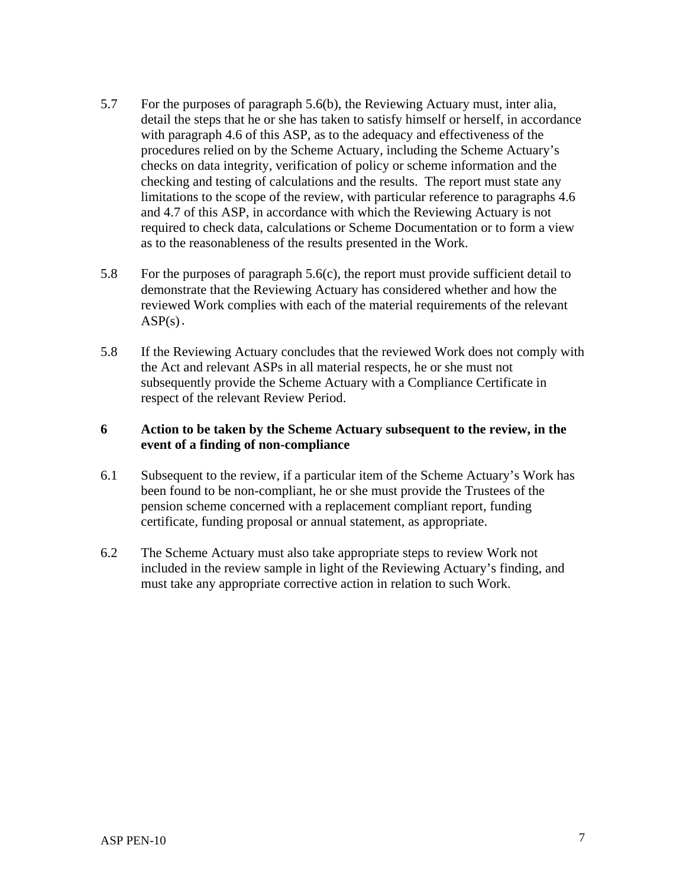5.7 For the purposes of paragraph 5.6(b), the Reviewing Actuary must, inter alia, detail the steps that he or she has taken to satisfy himself or herself, in accordance with paragraph 4.6 of this ASP, as to the adequacy and effectiveness of the procedures relied on by the Scheme Actuary, including the Scheme Actuary's checks on data integrity, verification of policy or scheme information and the checking and testing of calculations and the results. The report must state any limitations to the scope of the review, with particular reference to paragraphs 4.6 and 4.7 of this ASP, in accordance with which the Reviewing Actuary is not required to check data, calculations or Scheme Documentation or to form a view as to the reasonableness of the results presented in the Work.

5.8 For the purposes of paragraph 5.6(c), the report must provide sufficient detail to demonstrate that the Reviewing Actuary has considered whether and how the reviewed Work complies with each of the material requirements of the relevant ASP(s).

5.8 If the Reviewing Actuary concludes that the reviewed Work does not comply with the Act and relevant ASPs in all material respects, he or she must not subsequently provide the Scheme Actuary with a Compliance Certificate in respect of the relevant Review Period.

## 6 Action to be taken by the Scheme Actuary subsequent to the review, in the event of a finding of non-compliance

6.1 Subsequent to the review, if a particular item of the Scheme Actuary's Work has been found to be non-compliant, he or she must provide the Trustees of the pension scheme concerned with a replacement compliant report, funding certificate, funding proposal or annual statement, as appropriate.

6.2 The Scheme Actuary must also take appropriate steps to review Work not included in the review sample in light of the Reviewing Actuary's finding, and must take any appropriate corrective action in relation to such Work.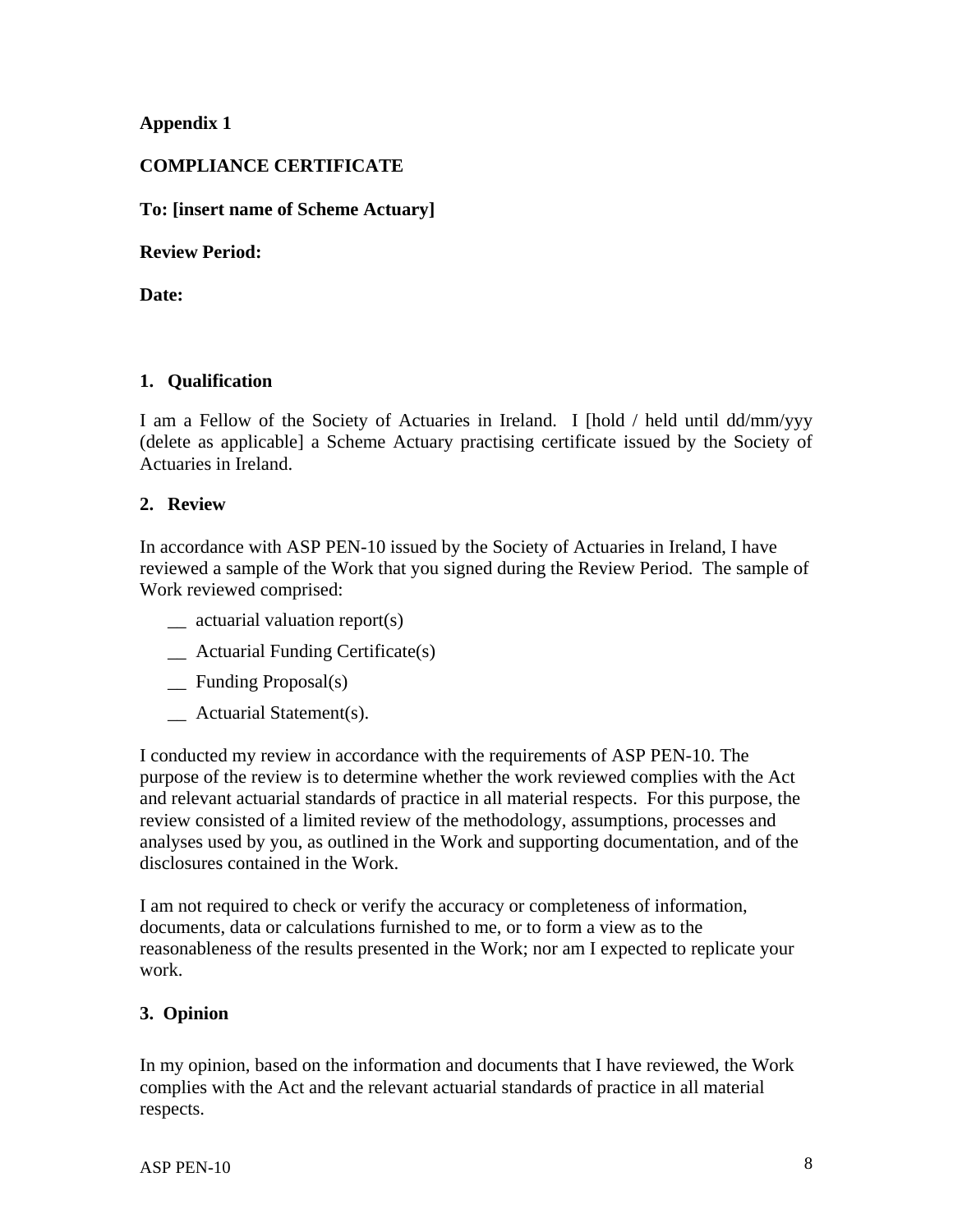**Appendix 1**

**COMPLIANCE CERTIFICATE**

**To: [insert name of Scheme Actuary]**

**Review Period:**

**Date:**

**1. Qualification**

I am a Fellow of the Society of Actuaries in Ireland. I [hold / held until dd/mm/yyy (delete as applicable] a Scheme Actuary practising certificate issued by the Society of Actuaries in Ireland.

**2. Review**

In accordance with ASP PEN-10 issued by the Society of Actuaries in Ireland, I have reviewed a sample of the Work that you signed during the Review Period. The sample of Work reviewed comprised:

__ actuarial valuation report(s)

__ Actuarial Funding Certificate(s)

__ Funding Proposal(s)

__ Actuarial Statement(s).

I conducted my review in accordance with the requirements of ASP PEN-10. The purpose of the review is to determine whether the work reviewed complies with the Act and relevant actuarial standards of practice in all material respects. For this purpose, the review consisted of a limited review of the methodology, assumptions, processes and analyses used by you, as outlined in the Work and supporting documentation, and of the disclosures contained in the Work.

I am not required to check or verify the accuracy or completeness of information, documents, data or calculations furnished to me, or to form a view as to the reasonableness of the results presented in the Work; nor am I expected to replicate your work.

**3. Opinion**

In my opinion, based on the information and documents that I have reviewed, the Work complies with the Act and the relevant actuarial standards of practice in all material respects.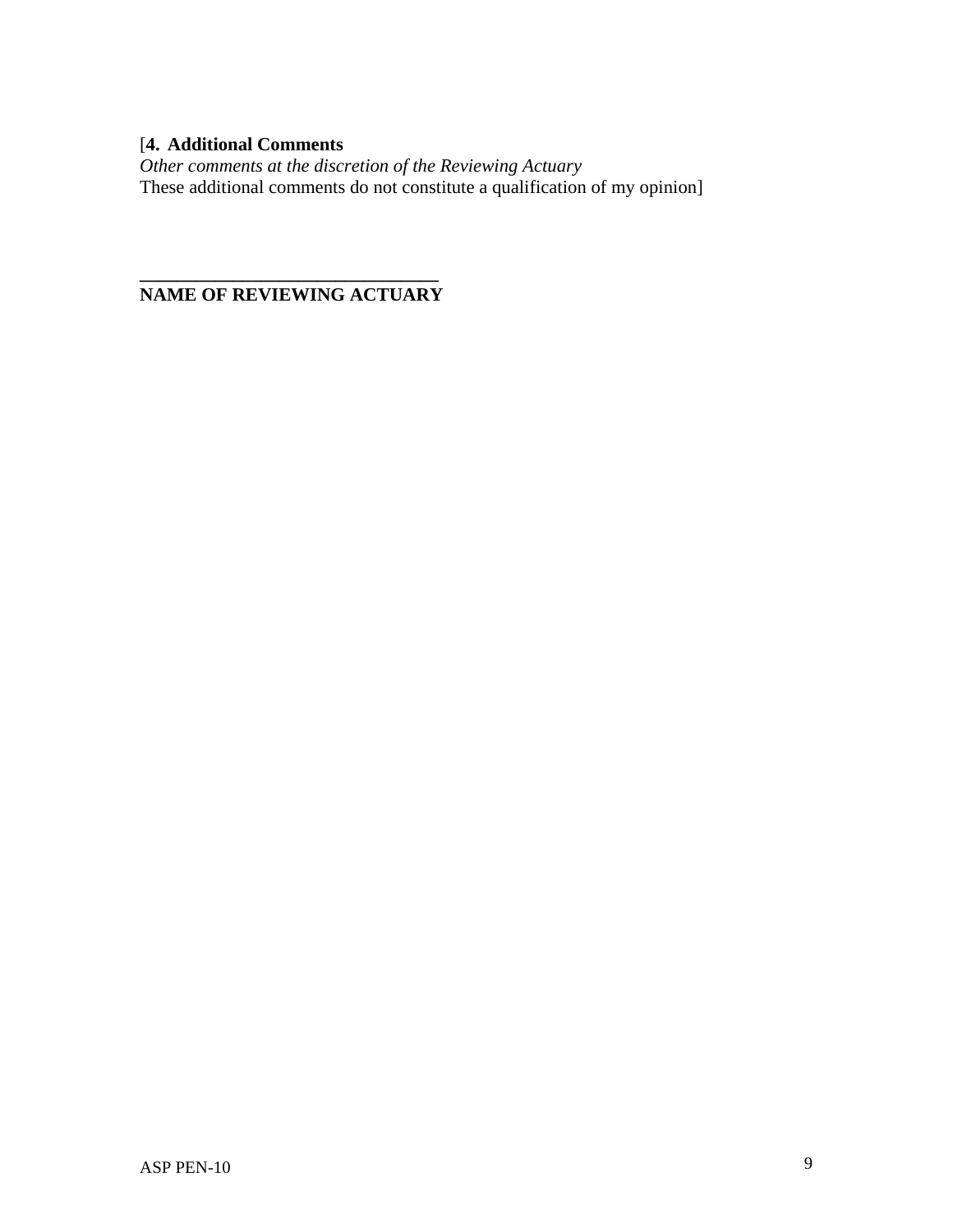[**4. Additional Comments**
*Other comments at the discretion of the Reviewing Actuary*
These additional comments do not constitute a qualification of my opinion]

________________________________
**NAME OF REVIEWING ACTUARY**